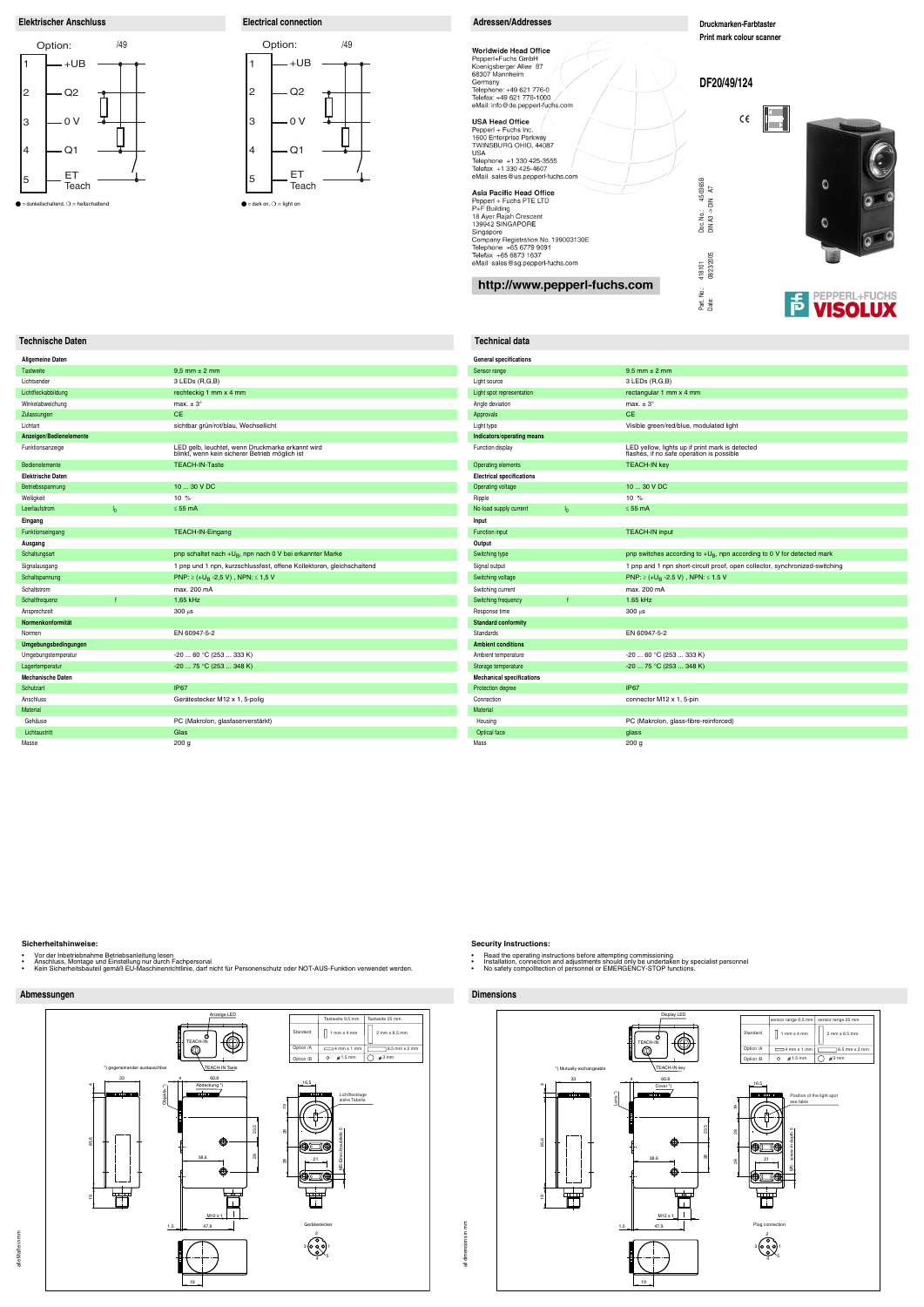## Elektrischer Anschluss

Option: /49

1 +UB
2 Q2
3 0 V
4 Q1
5 ET Teach

● = dunkelschaltend, ○ = hellschaltend

## Electrical connection

Option: /49

1 +UB
2 Q2
3 0 V
4 Q1
5 ET Teach

● = dark on, ○ = light on

## Adressen/Addresses

**Worldwide Head Office**
Pepperl+Fuchs GmbH
Koenigsberger Allee 87
68307 Mannheim
Germany
Telephone: +49 621 776-0
Telefax: +49 621 776-1000
eMail: info@de.pepperl-fuchs.com

**USA Head Office**
Pepperl + Fuchs Inc.
1600 Enterprise Parkway
TWINSBURG OHIO, 44087
USA
Telephone +1 330 425-3555
Telefax +1 330 425-4607
eMail sales@us.pepperl-fuchs.com

**Asia Pacific Head Office**
Pepperl + Fuchs PTE LTD
P+F Building
18 Ayer Rajah Crescent
139942 SINGAPORE
Singapore
Company Registration No. 199003130E
Telephone +65 6779 9091
Telefax +65 6873 1637
eMail sales@sg.pepperl-fuchs.com

**http://www.pepperl-fuchs.com**

Druckmarken-Farbtaster
Print mark colour scanner

# DF20/49/124

Doc. No.: 45-0868B
DIN A3 -> DIN A7

Part. No.: 418101
Date: 08/23/2005

PEPPERL+FUCHS VISOLUX

## Technische Daten

| | | |
|---|---|---|
| **Allgemeine Daten** | | |
| Tastweite | | 9,5 mm ± 2 mm |
| Lichtsender | | 3 LEDs (R,G,B) |
| Lichtfleckabbildung | | rechteckig 1 mm x 4 mm |
| Winkelabweichung | | max. ± 3° |
| Zulassungen | | CE |
| Lichtart | | sichtbar grün/rot/blau, Wechsellicht |
| **Anzeigen/Bedienelemente** | | |
| Funktionsanzeige | | LED gelb, leuchtet, wenn Druckmarke erkannt wird blinkt, wenn kein sicherer Betrieb möglich ist |
| Bedienelemente | | TEACH-IN-Taste |
| **Elektrische Daten** | | |
| Betriebsspannung | | 10 ... 30 V DC |
| Welligkeit | | 10 % |
| Leerlaufstrom | $I_0$ | ≤ 55 mA |
| **Eingang** | | |
| Funktionseingang | | TEACH-IN-Eingang |
| **Ausgang** | | |
| Schaltungsart | | pnp schaltet nach $+U_B$, npn nach 0 V bei erkannter Marke |
| Signalausgang | | 1 pnp und 1 npn, kurzschlussfest, offene Kollektoren, gleichschaltend |
| Schaltspannung | | PNP: ≥ ($+U_B$ -2,5 V) , NPN: ≤ 1,5 V |
| Schaltstrom | | max. 200 mA |
| Schaltfrequenz | f | 1,65 kHz |
| Ansprechzeit | | 300 µs |
| **Normenkonformität** | | |
| Normen | | EN 60947-5-2 |
| **Umgebungsbedingungen** | | |
| Umgebungstemperatur | | -20 ... 60 °C (253 ... 333 K) |
| Lagertemperatur | | -20 ... 75 °C (253 ... 348 K) |
| **Mechanische Daten** | | |
| Schutzart | | IP67 |
| Anschluss | | Gerätestecker M12 x 1, 5-polig |
| Material | | |
| Gehäuse | | PC (Makrolon, glasfaserverstärkt) |
| Lichtaustritt | | Glas |
| Masse | | 200 g |

## Technical data

| | | |
|---|---|---|
| **General specifications** | | |
| Sensor range | | 9.5 mm ± 2 mm |
| Light source | | 3 LEDs (R,G,B) |
| Light spot representation | | rectangular 1 mm x 4 mm |
| Angle deviation | | max. ± 3° |
| Approvals | | CE |
| Light type | | Visible green/red/blue, modulated light |
| **Indicators/operating means** | | |
| Function display | | LED yellow, lights up if print mark is detected flashes, if no safe operation is possible |
| Operating elements | | TEACH-IN key |
| **Electrical specifications** | | |
| Operating voltage | | 10 ... 30 V DC |
| Ripple | | 10 % |
| No-load supply current | $I_0$ | ≤ 55 mA |
| **Input** | | |
| Function input | | TEACH-IN input |
| **Output** | | |
| Switching type | | pnp switches according to $+U_B$, npn according to 0 V for detected mark |
| Signal output | | 1 pnp and 1 npn short-circuit proof, open collector, synchronized-switching |
| Switching voltage | | PNP: ≥ ($+U_B$ -2.5 V) , NPN: ≤ 1.5 V |
| Switching current | | max. 200 mA |
| Switching frequency | f | 1.65 kHz |
| Response time | | 300 µs |
| **Standard conformity** | | |
| Standards | | EN 60947-5-2 |
| **Ambient conditions** | | |
| Ambient temperature | | -20 ... 60 °C (253 ... 333 K) |
| Storage temperature | | -20 ... 75 °C (253 ... 348 K) |
| **Mechanical specifications** | | |
| Protection degree | | IP67 |
| Connection | | connector M12 x 1, 5-pin |
| Material | | |
| Housing | | PC (Makrolon, glass-fibre-reinforced) |
| Optical face | | glass |
| Mass | | 200 g |

### Sicherheitshinweise:

- Vor der Inbetriebnahme Betriebsanleitung lesen
- Anschluss, Montage und Einstellung nur durch Fachpersonal
- Kein Sicherheitsbauteil gemäß EU-Maschinenrichtlinie, darf nicht für Personenschutz oder NOT-AUS-Funktion verwendet werden.

### Security Instructions:

- Read the operating instructions before attempting commissioning
- Installation, connection and adjustments should only be undertaken by specialist personnel
- No safety compolltection of personnel or EMERGENCY-STOP functions.

## Abmessungen

| | Tastweite 9,5 mm | Tastweite 25 mm |
|---|---|---|
| Standard | 1 mm x 4 mm | 2 mm x 8,5 mm |
| Option /A | 4 mm x 1 mm | 8,5 mm x 2 mm |
| Option /B | ⌀ 1,5 mm | ⌀ 3 mm |

Anzeige LED
TEACH-IN
TEACH-IN Taste
*) gegeneinander austauschbar
Abdeckung *)
Objektiv *)
Lichtflecklage siehe Tabelle
Gerätestecker
33, 60,8, 4, 16,5, 85,6, 19, 23,5, 38,6, 28, 21, 47,9, 1,5, M12 x 1

alle Maße in mm

## Dimensions

| | sensor range 9.5 mm | sensor range 25 mm |
|---|---|---|
| Standard | 1 mm x 4 mm | 2 mm x 8.5 mm |
| Option /A | 4 mm x 1 mm | 8.5 mm x 2 mm |
| Option /B | ⌀ 1.5 mm | ⌀ 3 mm |

Display LED
TEACH-IN
TEACH-IN key
*) Mutually exchangeable
Cover *)
Lens *)
Position of the light spot see table
Plug connection
33, 60,8, 4, 16,5, 85,6, 19, 23,5, 38,6, 28, 21, 47,9, 1,5, M12 x 1

all dimensions in mm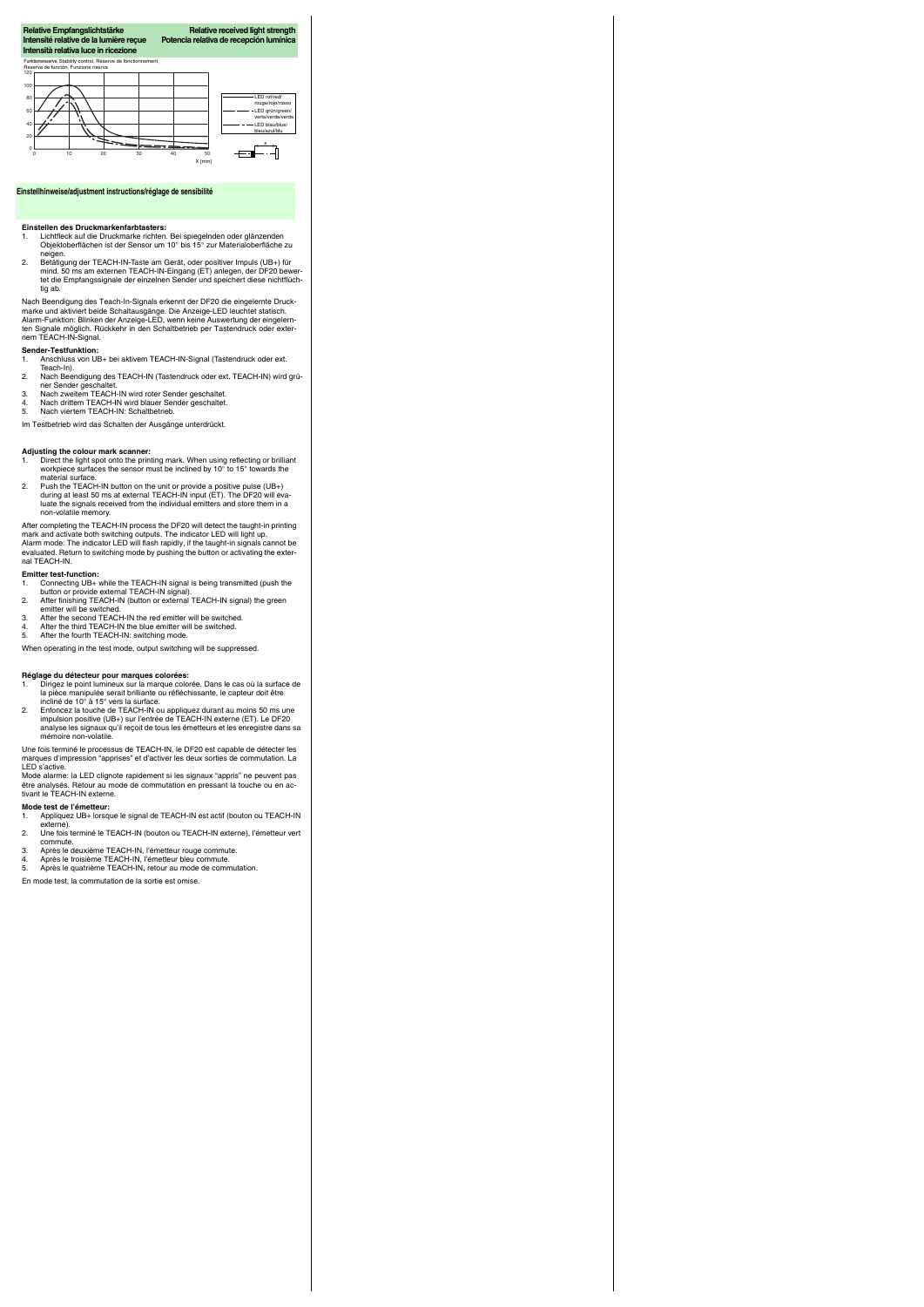**Relative Empfangslichtstärke** **Relative received light strength**
**Intensité relative de la lumière reçue** **Potencia relativa de recepción lumínica**
**Intensità relativa luce in ricezione**

Funktionsreserve, Stability control, Réserve de fonctionnement, Reserva de función, Funzione riserva

120
100
80
60
40
20
0
0 10 20 30 40 50
X [mm]

LED rot/red/rouge/rojo/rosso
LED grün/green/verte/verde/verde
LED blau/blue/bleu/azul/blu

x

**Einstellhinweise/adjustment instructions/réglage de sensibilité**

**Einstellen des Druckmarkenfarbtasters:**

1. Lichtfleck auf die Druckmarke richten. Bei spiegelnden oder glänzenden Objektoberflächen ist der Sensor um 10° bis 15° zur Materialoberfläche zu neigen.
2. Betätigung der TEACH-IN-Taste am Gerät, oder positiver Impuls (UB+) für mind. 50 ms am externen TEACH-IN-Eingang (ET) anlegen, der DF20 bewertet die Empfangssignale der einzelnen Sender und speichert diese nichtflüchtig ab.

Nach Beendigung des Teach-In-Signals erkennt der DF20 die eingelernte Druckmarke und aktiviert beide Schaltausgänge. Die Anzeige-LED leuchtet statisch. Alarm-Funktion: Blinken der Anzeige-LED, wenn keine Auswertung der eingelernten Signale möglich. Rückkehr in den Schaltbetrieb per Tastendruck oder externem TEACH-IN-Signal.

**Sender-Testfunktion:**

1. Anschluss von UB+ bei aktivem TEACH-IN-Signal (Tastendruck oder ext. Teach-In).
2. Nach Beendigung des TEACH-IN (Tastendruck oder ext. TEACH-IN) wird grüner Sender geschaltet.
3. Nach zweitem TEACH-IN wird roter Sender geschaltet.
4. Nach drittem TEACH-IN wird blauer Sender geschaltet.
5. Nach viertem TEACH-IN: Schaltbetrieb.

Im Testbetrieb wird das Schalten der Ausgänge unterdrückt.

**Adjusting the colour mark scanner:**

1. Direct the light spot onto the printing mark. When using reflecting or brilliant workpiece surfaces the sensor must be inclined by 10° to 15° towards the material surface.
2. Push the TEACH-IN button on the unit or provide a positive pulse (UB+) during at least 50 ms at external TEACH-IN input (ET). The DF20 will evaluate the signals received from the individual emitters and store them in a non-volatile memory.

After completing the TEACH-IN process the DF20 will detect the taught-in printing mark and activate both switching outputs. The indicator LED will light up. Alarm mode: The indicator LED will flash rapidly, if the taught-in signals cannot be evaluated. Return to switching mode by pushing the button or activating the external TEACH-IN.

**Emitter test-function:**

1. Connecting UB+ while the TEACH-IN signal is being transmitted (push the button or provide external TEACH-IN signal).
2. After finishing TEACH-IN (button or external TEACH-IN signal) the green emitter will be switched.
3. After the second TEACH-IN the red emitter will be switched.
4. After the third TEACH-IN the blue emitter will be switched.
5. After the fourth TEACH-IN: switching mode.

When operating in the test mode, output switching will be suppressed.

**Réglage du détecteur pour marques colorées:**

1. Dirigez le point lumineux sur la marque colorée. Dans le cas où la surface de la pièce manipulée serait brilliante ou réfléchissante, le capteur doit être incliné de 10° à 15° vers la surface.
2. Enfoncez la touche de TEACH-IN ou appliquez durant au moins 50 ms une impulsion positive (UB+) sur l'entrée de TEACH-IN externe (ET). Le DF20 analyse les signaux qu'il reçoit de tous les émetteurs et les enregistre dans sa mémoire non-volatile.

Une fois terminé le processus de TEACH-IN, le DF20 est capable de détecter les marques d'impression "apprises" et d'activer les deux sorties de commutation. La LED s'active.
Mode alarme: la LED clignote rapidement si les signaux "appris" ne peuvent pas être analysés. Retour au mode de commutation en pressant la touche ou en activant le TEACH-IN externe.

**Mode test de l'émetteur:**

1. Appliquez UB+ lorsque le signal de TEACH-IN est actif (bouton ou TEACH-IN externe).
2. Une fois terminé le TEACH-IN (bouton ou TEACH-IN externe), l'émetteur vert commute.
3. Après le deuxième TEACH-IN, l'émetteur rouge commute.
4. Après le troisième TEACH-IN, l'émetteur bleu commute.
5. Après le quatrième TEACH-IN, retour au mode de commutation.

En mode test, la commutation de la sortie est omise.